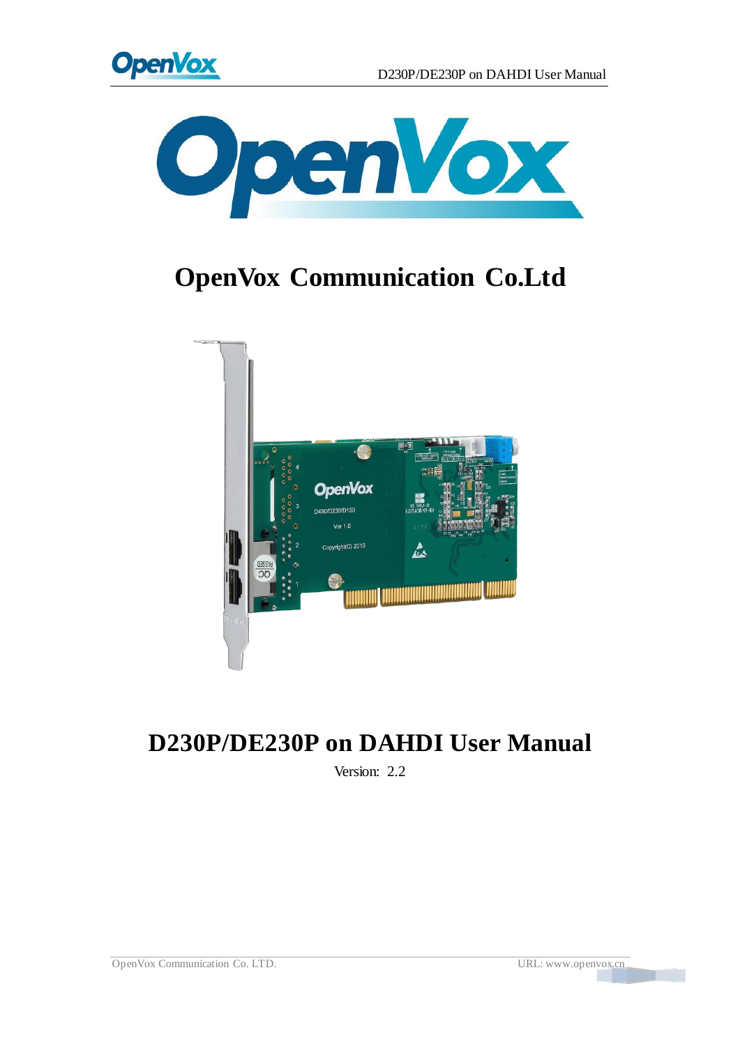# OpenVox Communication Co.Ltd

# D230P/DE230P on DAHDI User Manual

Version: 2.2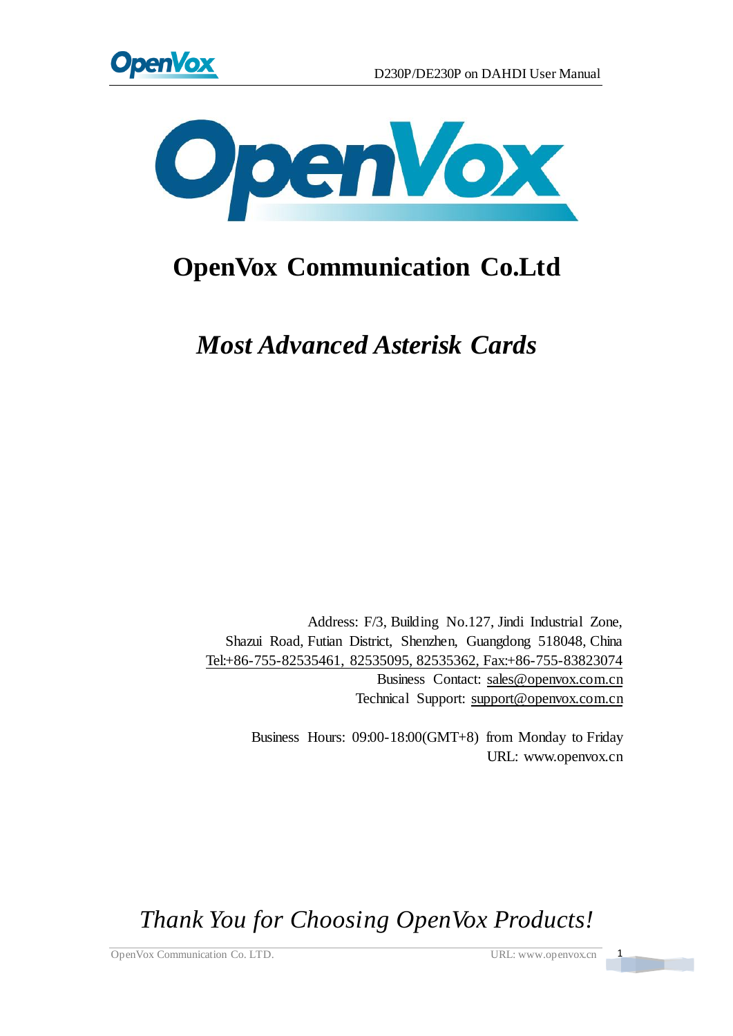# OpenVox Communication Co.Ltd

## *Most Advanced Asterisk Cards*

Address: F/3, Building No.127, Jindi Industrial Zone,
Shazui Road, Futian District, Shenzhen, Guangdong 518048, China
Tel:+86-755-82535461, 82535095, 82535362, Fax:+86-755-83823074
Business Contact: sales@openvox.com.cn
Technical Support: support@openvox.com.cn

Business Hours: 09:00-18:00(GMT+8) from Monday to Friday
URL: www.openvox.cn

*Thank You for Choosing OpenVox Products!*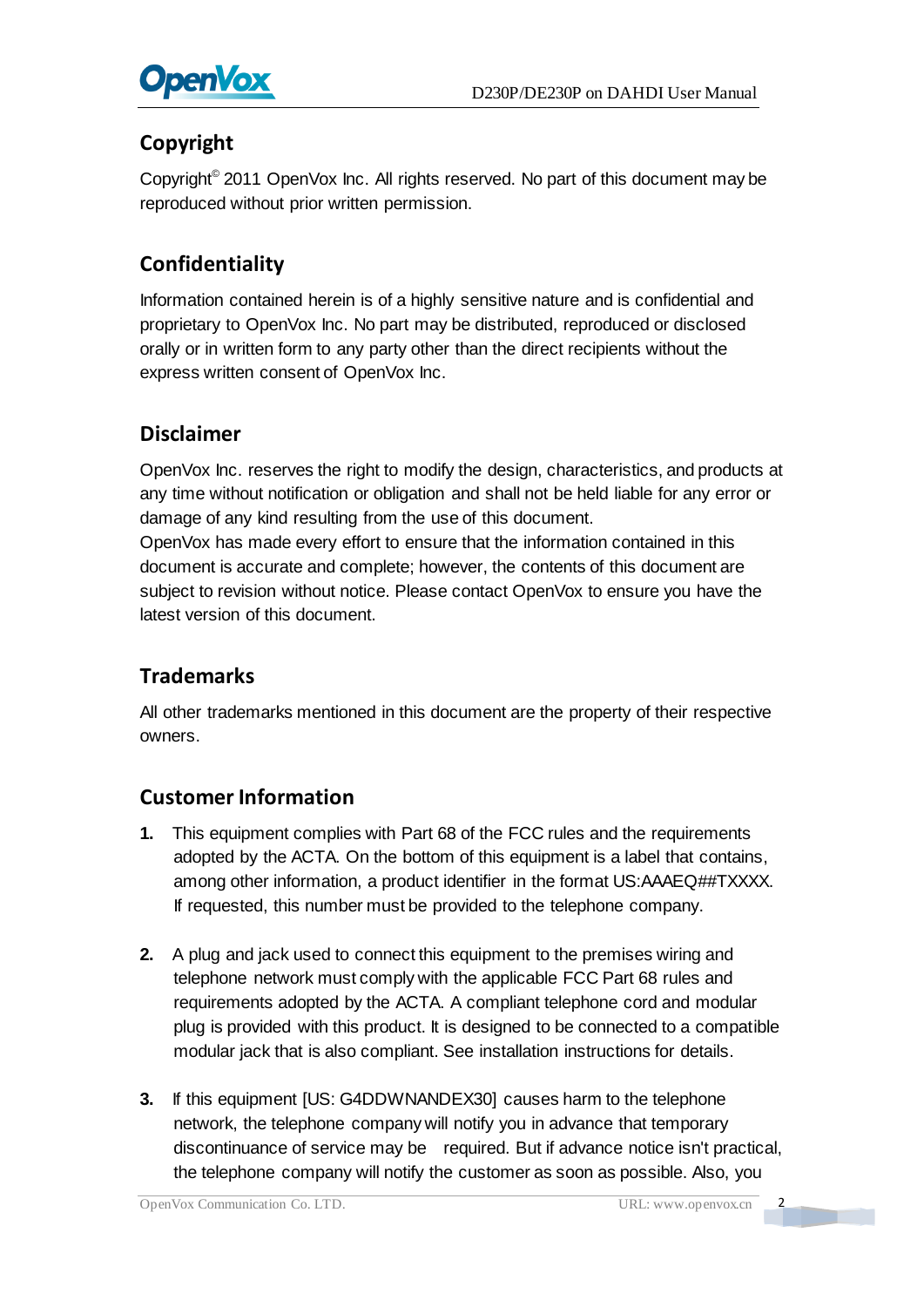## Copyright

Copyright© 2011 OpenVox Inc. All rights reserved. No part of this document may be reproduced without prior written permission.

## Confidentiality

Information contained herein is of a highly sensitive nature and is confidential and proprietary to OpenVox Inc. No part may be distributed, reproduced or disclosed orally or in written form to any party other than the direct recipients without the express written consent of OpenVox Inc.

## Disclaimer

OpenVox Inc. reserves the right to modify the design, characteristics, and products at any time without notification or obligation and shall not be held liable for any error or damage of any kind resulting from the use of this document.
OpenVox has made every effort to ensure that the information contained in this document is accurate and complete; however, the contents of this document are subject to revision without notice. Please contact OpenVox to ensure you have the latest version of this document.

## Trademarks

All other trademarks mentioned in this document are the property of their respective owners.

## Customer Information

1. This equipment complies with Part 68 of the FCC rules and the requirements adopted by the ACTA. On the bottom of this equipment is a label that contains, among other information, a product identifier in the format US:AAAEQ##TXXXX. If requested, this number must be provided to the telephone company.

2. A plug and jack used to connect this equipment to the premises wiring and telephone network must comply with the applicable FCC Part 68 rules and requirements adopted by the ACTA. A compliant telephone cord and modular plug is provided with this product. It is designed to be connected to a compatible modular jack that is also compliant. See installation instructions for details.

3. If this equipment [US: G4DDWNANDEX30] causes harm to the telephone network, the telephone company will notify you in advance that temporary discontinuance of service may be required. But if advance notice isn't practical, the telephone company will notify the customer as soon as possible. Also, you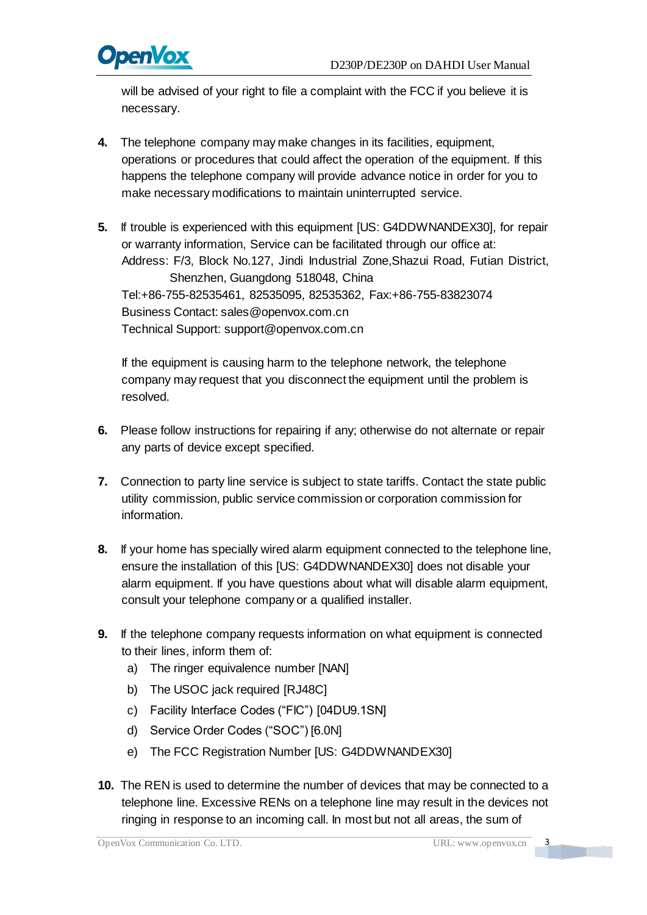will be advised of your right to file a complaint with the FCC if you believe it is necessary.

4. The telephone company may make changes in its facilities, equipment, operations or procedures that could affect the operation of the equipment. If this happens the telephone company will provide advance notice in order for you to make necessary modifications to maintain uninterrupted service.

5. If trouble is experienced with this equipment [US: G4DDWNANDEX30], for repair or warranty information, Service can be facilitated through our office at:
   Address: F/3, Block No.127, Jindi Industrial Zone,Shazui Road, Futian District, Shenzhen, Guangdong 518048, China
   Tel:+86-755-82535461, 82535095, 82535362, Fax:+86-755-83823074
   Business Contact: sales@openvox.com.cn
   Technical Support: support@openvox.com.cn

   If the equipment is causing harm to the telephone network, the telephone company may request that you disconnect the equipment until the problem is resolved.

6. Please follow instructions for repairing if any; otherwise do not alternate or repair any parts of device except specified.

7. Connection to party line service is subject to state tariffs. Contact the state public utility commission, public service commission or corporation commission for information.

8. If your home has specially wired alarm equipment connected to the telephone line, ensure the installation of this [US: G4DDWNANDEX30] does not disable your alarm equipment. If you have questions about what will disable alarm equipment, consult your telephone company or a qualified installer.

9. If the telephone company requests information on what equipment is connected to their lines, inform them of:
   a) The ringer equivalence number [NAN]
   b) The USOC jack required [RJ48C]
   c) Facility Interface Codes ("FIC") [04DU9.1SN]
   d) Service Order Codes ("SOC") [6.0N]
   e) The FCC Registration Number [US: G4DDWNANDEX30]

10. The REN is used to determine the number of devices that may be connected to a telephone line. Excessive RENs on a telephone line may result in the devices not ringing in response to an incoming call. In most but not all areas, the sum of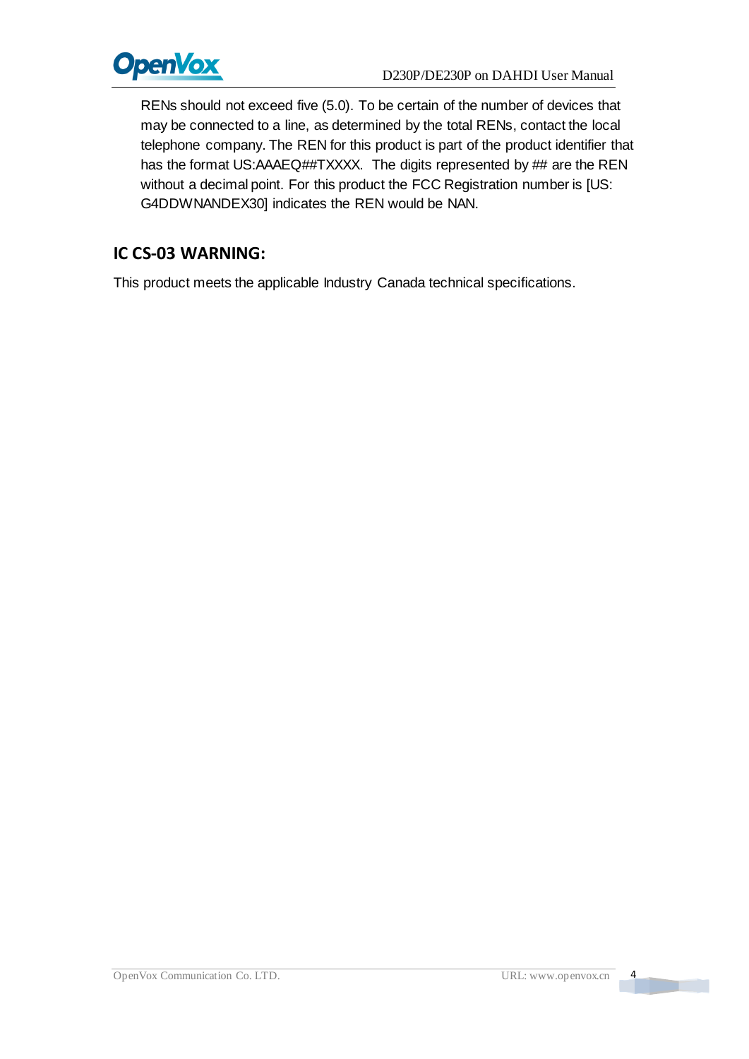RENs should not exceed five (5.0). To be certain of the number of devices that may be connected to a line, as determined by the total RENs, contact the local telephone company. The REN for this product is part of the product identifier that has the format US:AAAEQ##TXXXX. The digits represented by ## are the REN without a decimal point. For this product the FCC Registration number is [US: G4DDWNANDEX30] indicates the REN would be NAN.

## IC CS-03 WARNING:

This product meets the applicable Industry Canada technical specifications.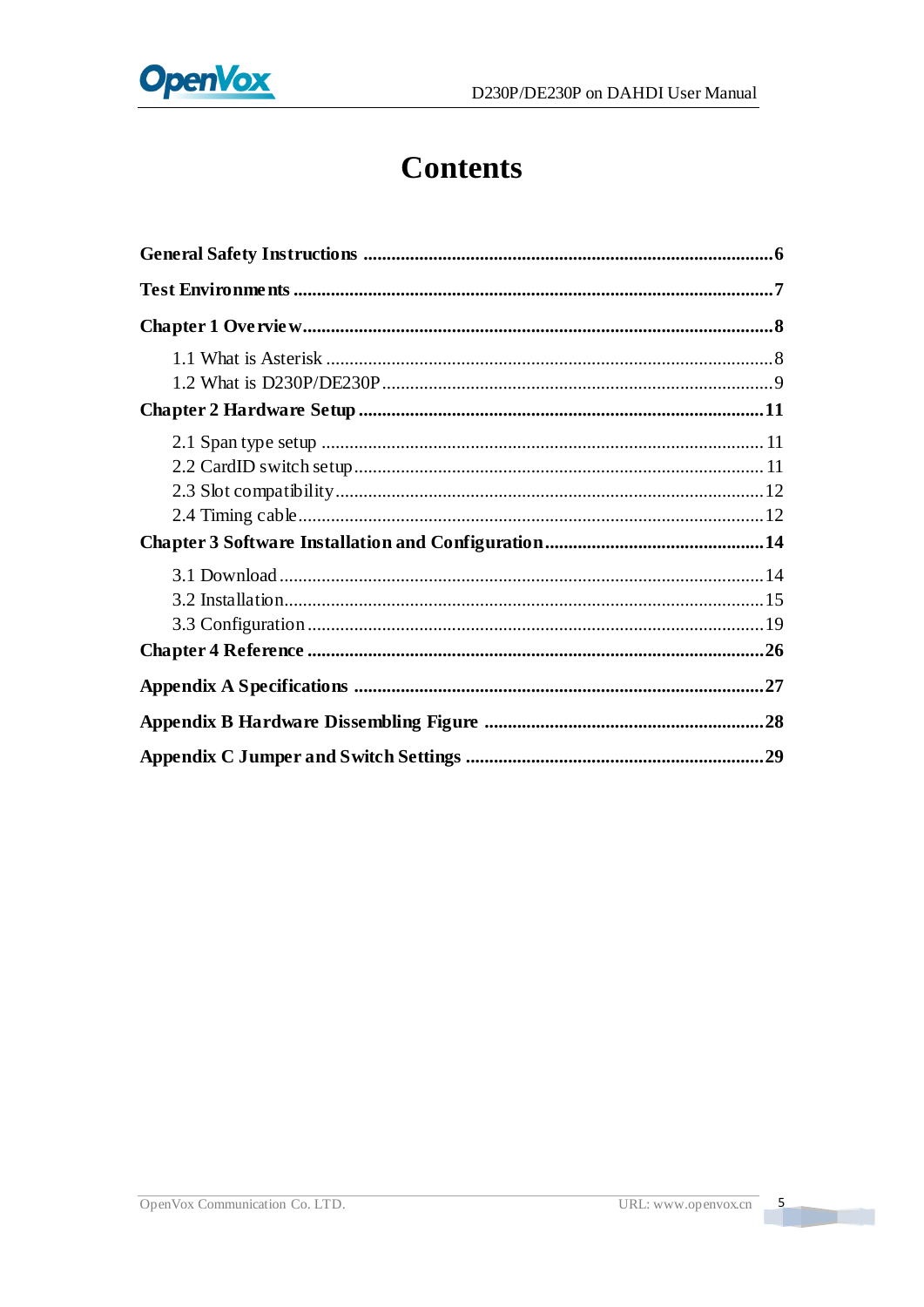# Contents

**General Safety Instructions** .......................................................................................... **6**

**Test Environments** ........................................................................................................ **7**

**Chapter 1 Overview** ...................................................................................................... **8**

- 1.1 What is Asterisk .................................................................................................. 8
- 1.2 What is D230P/DE230P ..................................................................................... 9

**Chapter 2 Hardware Setup** .......................................................................................... **11**

- 2.1 Span type setup ................................................................................................. 11
- 2.2 CardID switch setup .......................................................................................... 11
- 2.3 Slot compatibility ................................................................................................ 12
- 2.4 Timing cable ....................................................................................................... 12

**Chapter 3 Software Installation and Configuration** ................................................ **14**

- 3.1 Download ............................................................................................................ 14
- 3.2 Installation .......................................................................................................... 15
- 3.3 Configuration ..................................................................................................... 19

**Chapter 4 Reference** .................................................................................................... **26**

**Appendix A Specifications** .......................................................................................... **27**

**Appendix B Hardware Dissembling Figure** ............................................................... **28**

**Appendix C Jumper and Switch Settings** ................................................................. **29**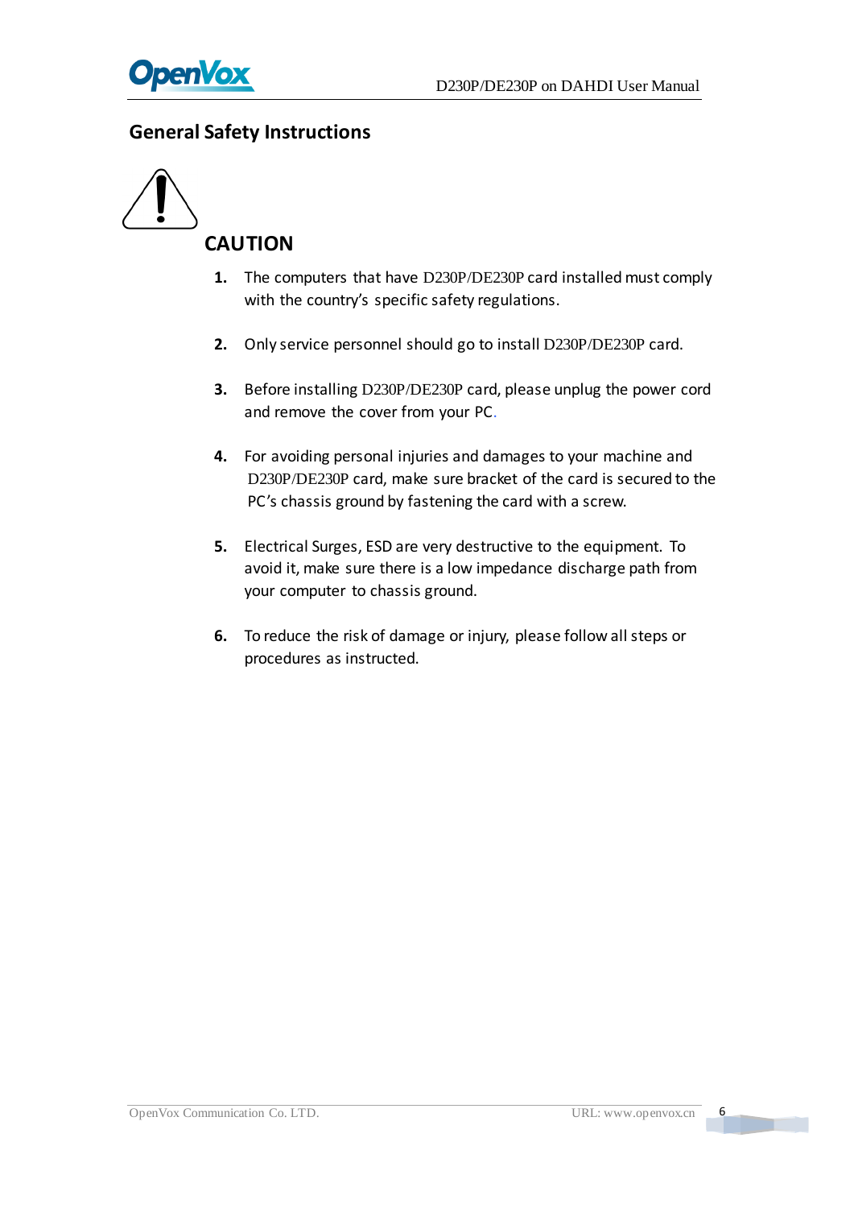## General Safety Instructions

### CAUTION

1. The computers that have D230P/DE230P card installed must comply with the country's specific safety regulations.

2. Only service personnel should go to install D230P/DE230P card.

3. Before installing D230P/DE230P card, please unplug the power cord and remove the cover from your PC.

4. For avoiding personal injuries and damages to your machine and D230P/DE230P card, make sure bracket of the card is secured to the PC's chassis ground by fastening the card with a screw.

5. Electrical Surges, ESD are very destructive to the equipment. To avoid it, make sure there is a low impedance discharge path from your computer to chassis ground.

6. To reduce the risk of damage or injury, please follow all steps or procedures as instructed.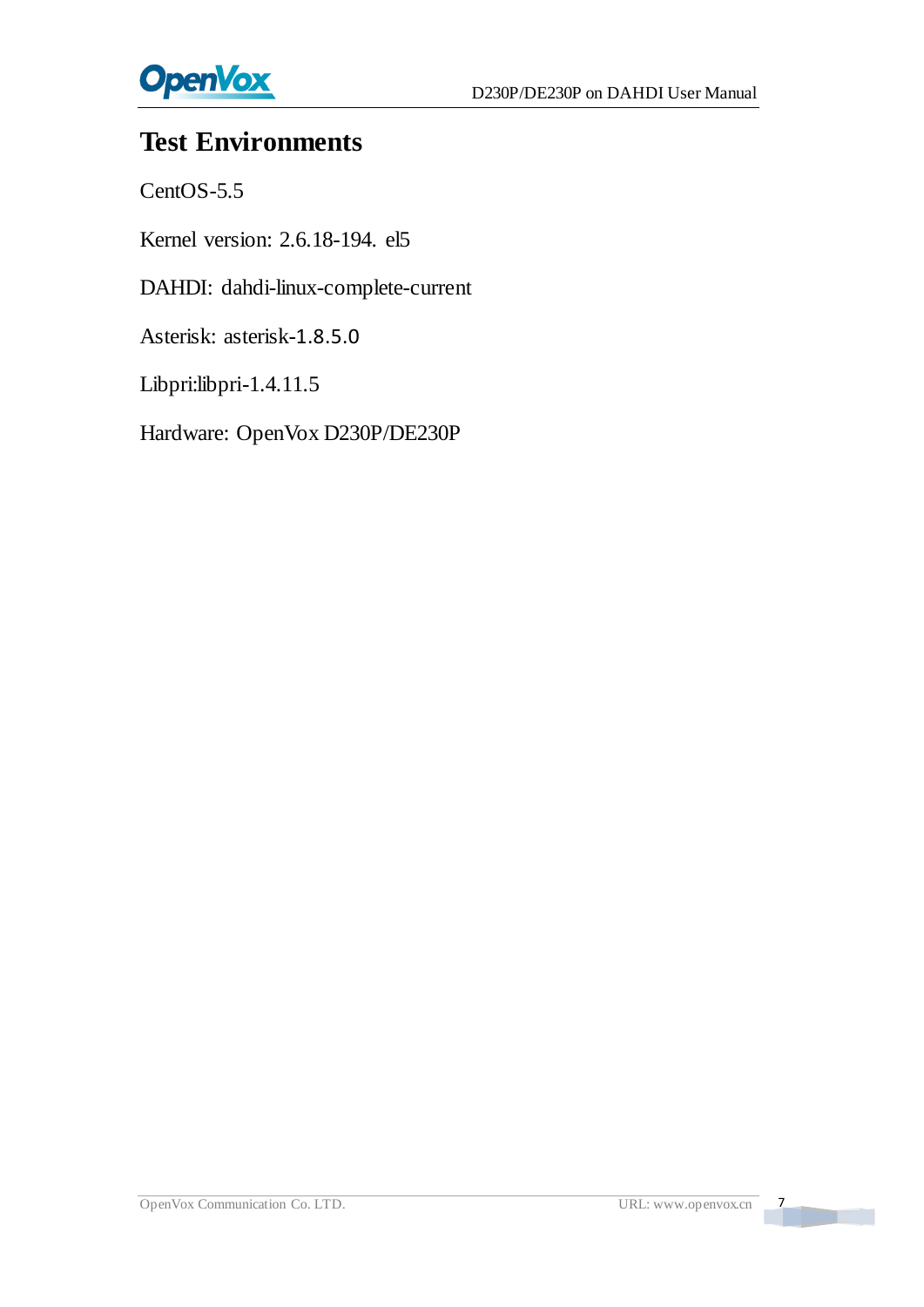# Test Environments

CentOS-5.5

Kernel version: 2.6.18-194. el5

DAHDI: dahdi-linux-complete-current

Asterisk: asterisk-1.8.5.0

Libpri:libpri-1.4.11.5

Hardware: OpenVox D230P/DE230P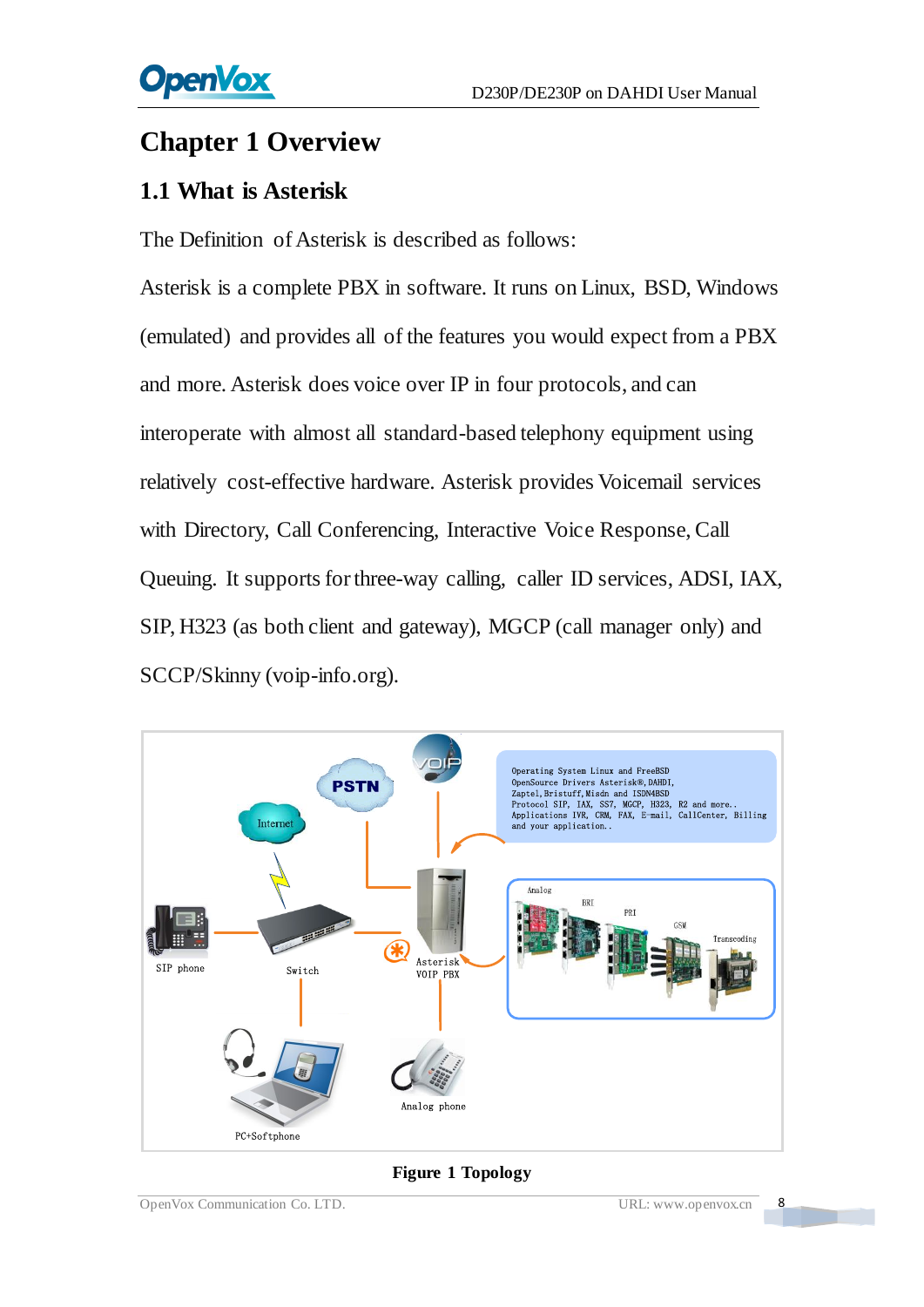# Chapter 1 Overview

## 1.1 What is Asterisk

The Definition of Asterisk is described as follows:

Asterisk is a complete PBX in software. It runs on Linux, BSD, Windows (emulated) and provides all of the features you would expect from a PBX and more. Asterisk does voice over IP in four protocols, and can interoperate with almost all standard-based telephony equipment using relatively cost-effective hardware. Asterisk provides Voicemail services with Directory, Call Conferencing, Interactive Voice Response, Call Queuing. It supports for three-way calling, caller ID services, ADSI, IAX, SIP, H323 (as both client and gateway), MGCP (call manager only) and SCCP/Skinny (voip-info.org).

**Figure 1 Topology**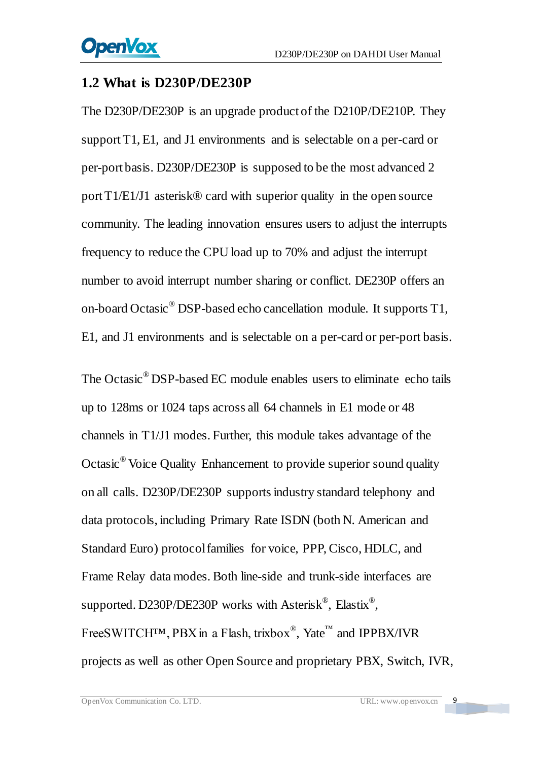## 1.2 What is D230P/DE230P

The D230P/DE230P is an upgrade product of the D210P/DE210P. They support T1, E1, and J1 environments and is selectable on a per-card or per-port basis. D230P/DE230P is supposed to be the most advanced 2 port T1/E1/J1 asterisk® card with superior quality in the open source community. The leading innovation ensures users to adjust the interrupts frequency to reduce the CPU load up to 70% and adjust the interrupt number to avoid interrupt number sharing or conflict. DE230P offers an on-board Octasic® DSP-based echo cancellation module. It supports T1, E1, and J1 environments and is selectable on a per-card or per-port basis.

The Octasic® DSP-based EC module enables users to eliminate echo tails up to 128ms or 1024 taps across all 64 channels in E1 mode or 48 channels in T1/J1 modes. Further, this module takes advantage of the Octasic® Voice Quality Enhancement to provide superior sound quality on all calls. D230P/DE230P supports industry standard telephony and data protocols, including Primary Rate ISDN (both N. American and Standard Euro) protocol families for voice, PPP, Cisco, HDLC, and Frame Relay data modes. Both line-side and trunk-side interfaces are supported. D230P/DE230P works with Asterisk®, Elastix®, FreeSWITCH™, PBX in a Flash, trixbox®, Yate™ and IPPBX/IVR projects as well as other Open Source and proprietary PBX, Switch, IVR,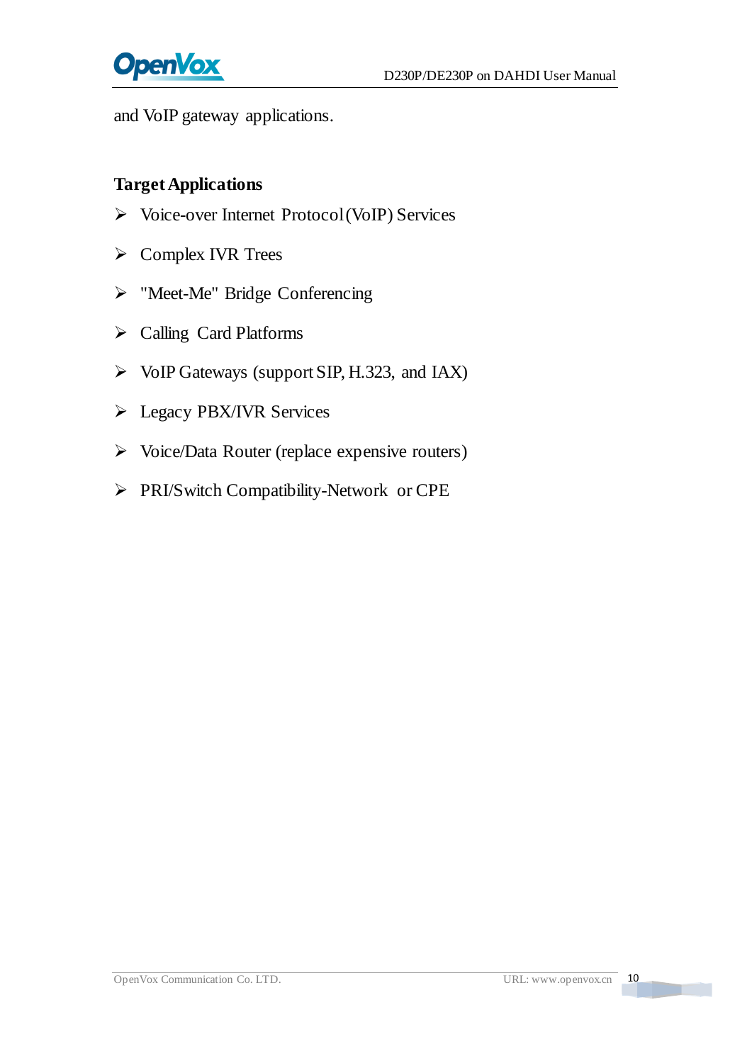and VoIP gateway applications.

**Target Applications**

- Voice-over Internet Protocol (VoIP) Services
- Complex IVR Trees
- "Meet-Me" Bridge Conferencing
- Calling Card Platforms
- VoIP Gateways (support SIP, H.323, and IAX)
- Legacy PBX/IVR Services
- Voice/Data Router (replace expensive routers)
- PRI/Switch Compatibility-Network or CPE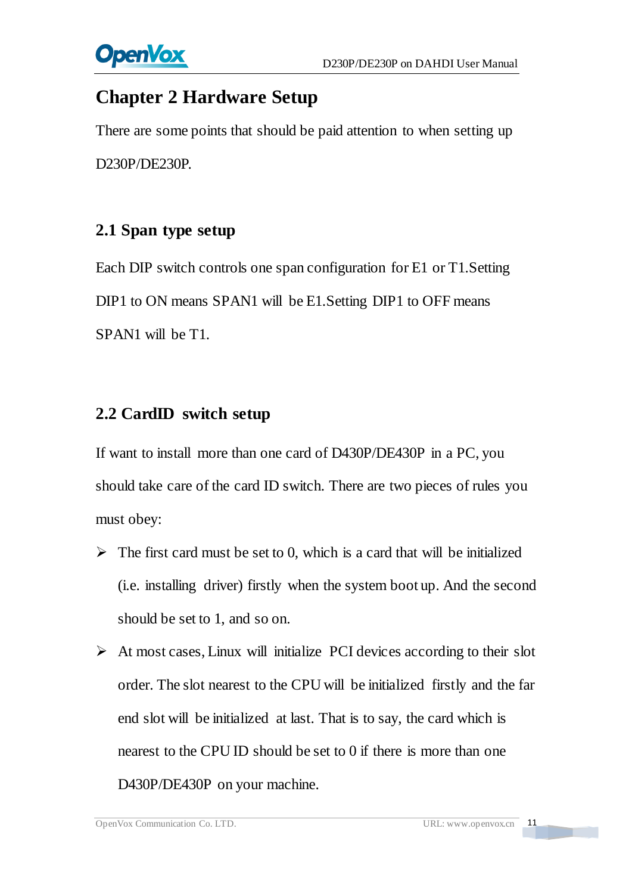# Chapter 2 Hardware Setup

There are some points that should be paid attention to when setting up D230P/DE230P.

## 2.1 Span type setup

Each DIP switch controls one span configuration for E1 or T1.Setting DIP1 to ON means SPAN1 will be E1.Setting DIP1 to OFF means SPAN1 will be T1.

## 2.2 CardID switch setup

If want to install more than one card of D430P/DE430P in a PC, you should take care of the card ID switch. There are two pieces of rules you must obey:

- The first card must be set to 0, which is a card that will be initialized (i.e. installing driver) firstly when the system boot up. And the second should be set to 1, and so on.
- At most cases, Linux will initialize PCI devices according to their slot order. The slot nearest to the CPU will be initialized firstly and the far end slot will be initialized at last. That is to say, the card which is nearest to the CPU ID should be set to 0 if there is more than one D430P/DE430P on your machine.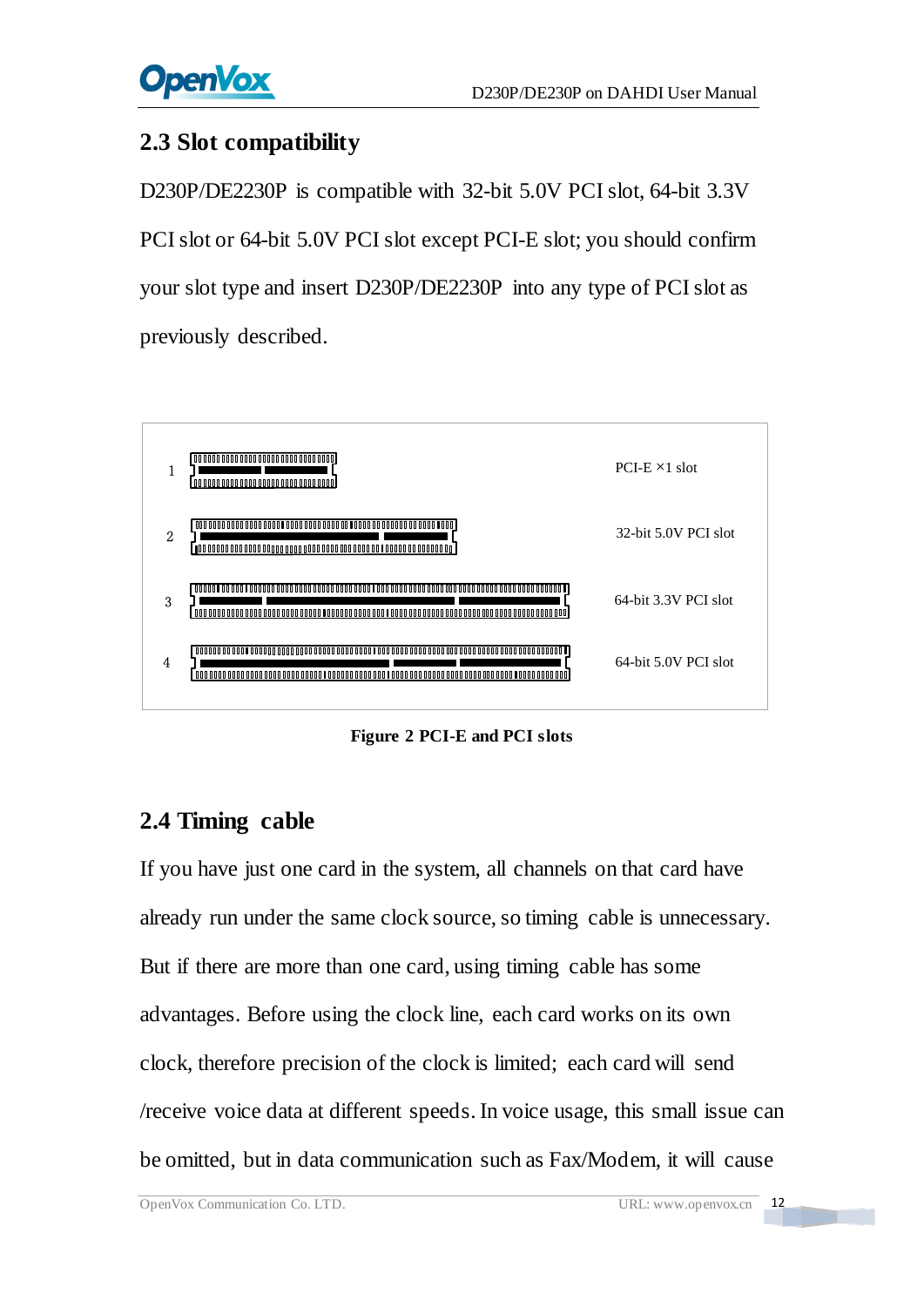## 2.3 Slot compatibility

D230P/DE2230P is compatible with 32-bit 5.0V PCI slot, 64-bit 3.3V PCI slot or 64-bit 5.0V PCI slot except PCI-E slot; you should confirm your slot type and insert D230P/DE2230P into any type of PCI slot as previously described.

| | |
|---|---|
| 1 | PCI-E ×1 slot |
| 2 | 32-bit 5.0V PCI slot |
| 3 | 64-bit 3.3V PCI slot |
| 4 | 64-bit 5.0V PCI slot |

**Figure 2 PCI-E and PCI slots**

## 2.4 Timing cable

If you have just one card in the system, all channels on that card have already run under the same clock source, so timing cable is unnecessary. But if there are more than one card, using timing cable has some advantages. Before using the clock line, each card works on its own clock, therefore precision of the clock is limited; each card will send /receive voice data at different speeds. In voice usage, this small issue can be omitted, but in data communication such as Fax/Modem, it will cause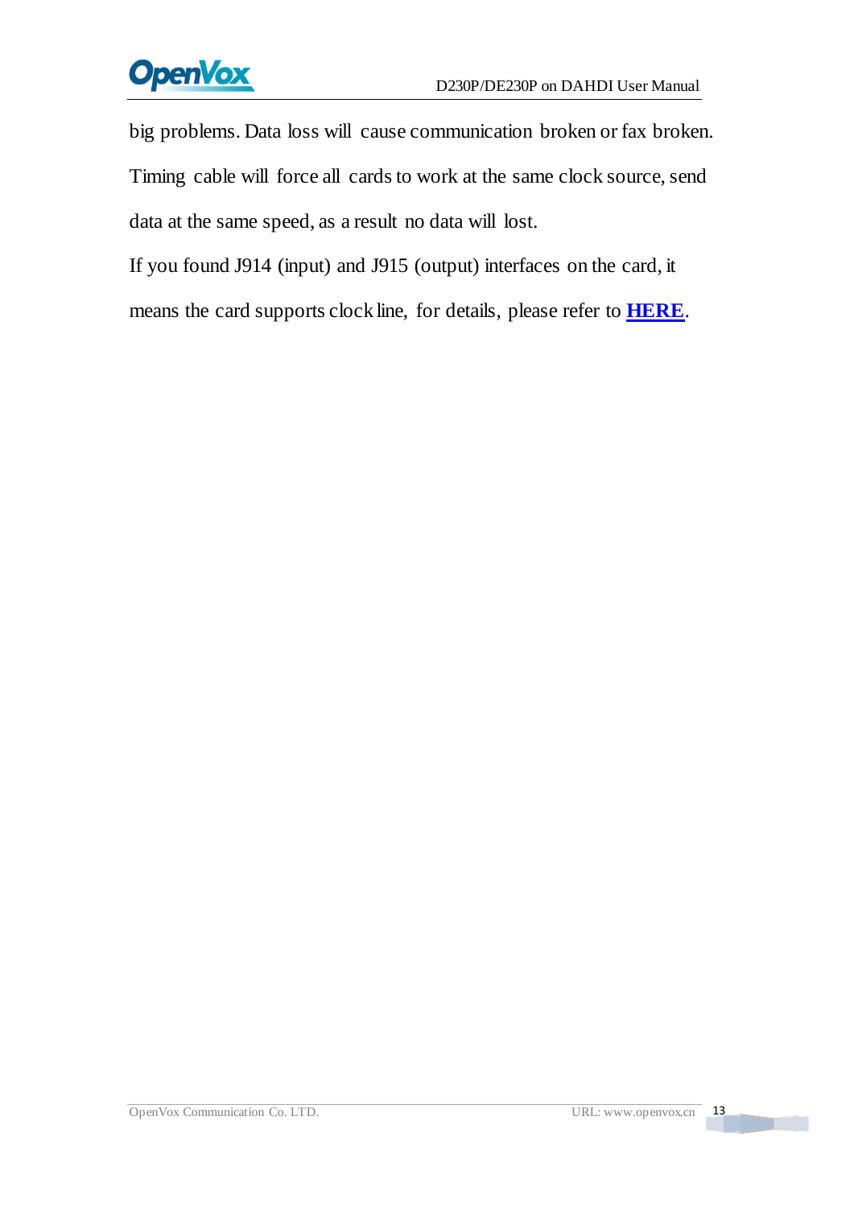big problems. Data loss will cause communication broken or fax broken. Timing cable will force all cards to work at the same clock source, send data at the same speed, as a result no data will lost.

If you found J914 (input) and J915 (output) interfaces on the card, it means the card supports clock line, for details, please refer to **HERE**.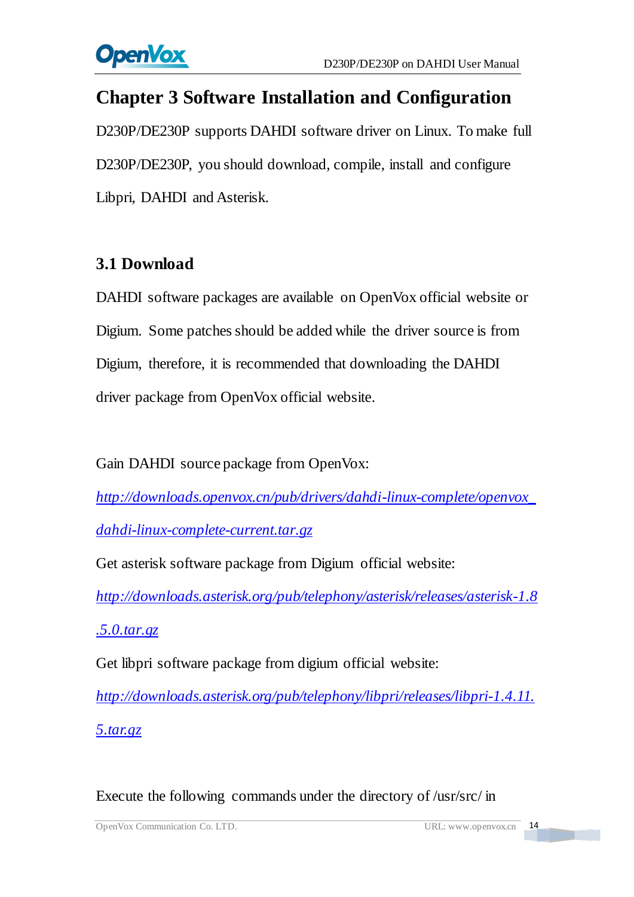# Chapter 3 Software Installation and Configuration

D230P/DE230P supports DAHDI software driver on Linux. To make full D230P/DE230P, you should download, compile, install and configure Libpri, DAHDI and Asterisk.

## 3.1 Download

DAHDI software packages are available on OpenVox official website or Digium. Some patches should be added while the driver source is from Digium, therefore, it is recommended that downloading the DAHDI driver package from OpenVox official website.

Gain DAHDI source package from OpenVox:

[http://downloads.openvox.cn/pub/drivers/dahdi-linux-complete/openvox_dahdi-linux-complete-current.tar.gz](http://downloads.openvox.cn/pub/drivers/dahdi-linux-complete/openvox_dahdi-linux-complete-current.tar.gz)

Get asterisk software package from Digium official website:

[http://downloads.asterisk.org/pub/telephony/asterisk/releases/asterisk-1.8.5.0.tar.gz](http://downloads.asterisk.org/pub/telephony/asterisk/releases/asterisk-1.8.5.0.tar.gz)

Get libpri software package from digium official website:

[http://downloads.asterisk.org/pub/telephony/libpri/releases/libpri-1.4.11.5.tar.gz](http://downloads.asterisk.org/pub/telephony/libpri/releases/libpri-1.4.11.5.tar.gz)

Execute the following commands under the directory of /usr/src/ in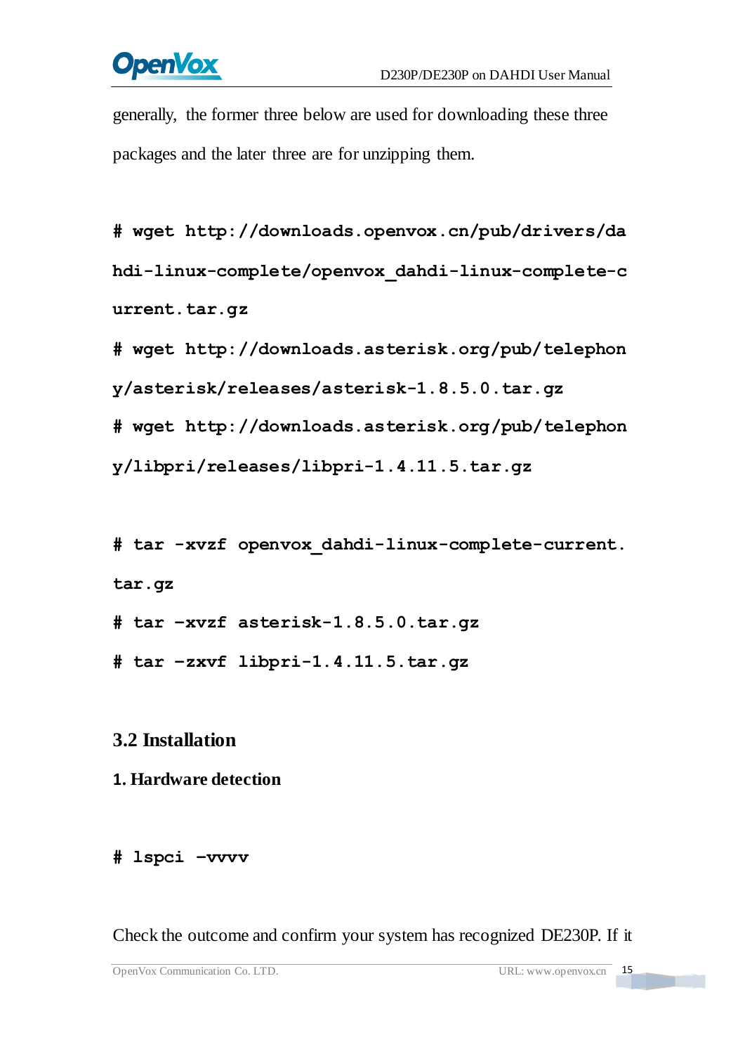generally, the former three below are used for downloading these three packages and the later three are for unzipping them.

```
# wget http://downloads.openvox.cn/pub/drivers/dahdi-linux-complete/openvox_dahdi-linux-complete-current.tar.gz
# wget http://downloads.asterisk.org/pub/telephony/asterisk/releases/asterisk-1.8.5.0.tar.gz
# wget http://downloads.asterisk.org/pub/telephony/libpri/releases/libpri-1.4.11.5.tar.gz
```

```
# tar -xvzf openvox_dahdi-linux-complete-current.tar.gz
# tar –xvzf asterisk-1.8.5.0.tar.gz
# tar –zxvf libpri-1.4.11.5.tar.gz
```

## 3.2 Installation

### 1. Hardware detection

```
# lspci –vvvv
```

Check the outcome and confirm your system has recognized DE230P. If it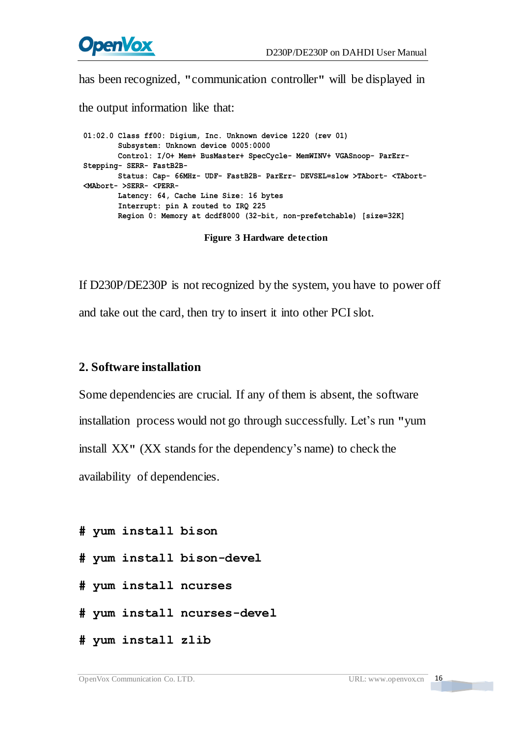has been recognized, "communication controller" will be displayed in the output information like that:

```
01:02.0 Class ff00: Digium, Inc. Unknown device 1220 (rev 01)
        Subsystem: Unknown device 0005:0000
        Control: I/O+ Mem+ BusMaster+ SpecCycle- MemWINV+ VGASnoop- ParErr-
Stepping- SERR- FastB2B-
        Status: Cap- 66MHz- UDF- FastB2B- ParErr- DEVSEL=slow >TAbort- <TAbort-
<MAbort- >SERR- <PERR-
        Latency: 64, Cache Line Size: 16 bytes
        Interrupt: pin A routed to IRQ 225
        Region 0: Memory at dcdf8000 (32-bit, non-prefetchable) [size=32K]
```

**Figure 3 Hardware detection**

If D230P/DE230P is not recognized by the system, you have to power off and take out the card, then try to insert it into other PCI slot.

## 2. Software installation

Some dependencies are crucial. If any of them is absent, the software installation process would not go through successfully. Let's run "yum install XX" (XX stands for the dependency's name) to check the availability of dependencies.

```
# yum install bison
# yum install bison-devel
# yum install ncurses
# yum install ncurses-devel
# yum install zlib
```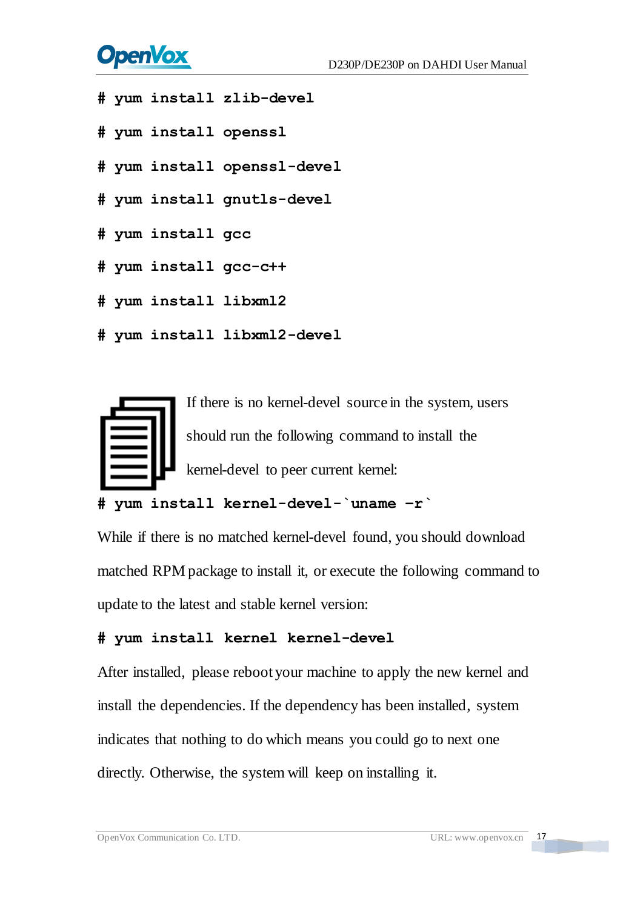```
# yum install zlib-devel
# yum install openssl
# yum install openssl-devel
# yum install gnutls-devel
# yum install gcc
# yum install gcc-c++
# yum install libxml2
# yum install libxml2-devel
```

If there is no kernel-devel source in the system, users should run the following command to install the kernel-devel to peer current kernel:

```
# yum install kernel-devel-`uname -r`
```

While if there is no matched kernel-devel found, you should download matched RPM package to install it, or execute the following command to update to the latest and stable kernel version:

```
# yum install kernel kernel-devel
```

After installed, please reboot your machine to apply the new kernel and install the dependencies. If the dependency has been installed, system indicates that nothing to do which means you could go to next one directly. Otherwise, the system will keep on installing it.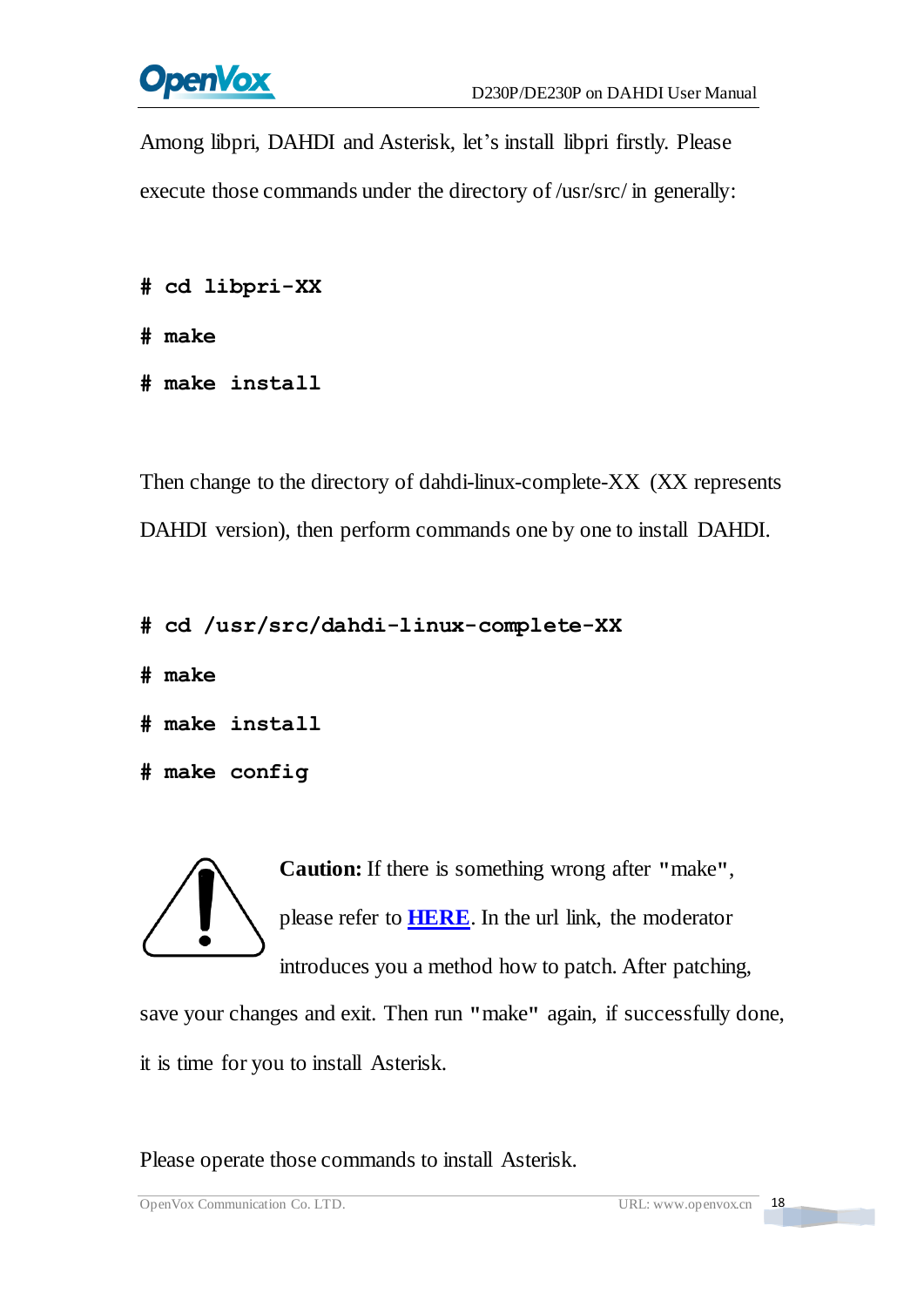Among libpri, DAHDI and Asterisk, let's install libpri firstly. Please execute those commands under the directory of /usr/src/ in generally:

```
# cd libpri-XX
# make
# make install
```

Then change to the directory of dahdi-linux-complete-XX (XX represents DAHDI version), then perform commands one by one to install DAHDI.

```
# cd /usr/src/dahdi-linux-complete-XX
# make
# make install
# make config
```

**Caution:** If there is something wrong after "make", please refer to **HERE**. In the url link, the moderator introduces you a method how to patch. After patching, save your changes and exit. Then run "make" again, if successfully done, it is time for you to install Asterisk.

Please operate those commands to install Asterisk.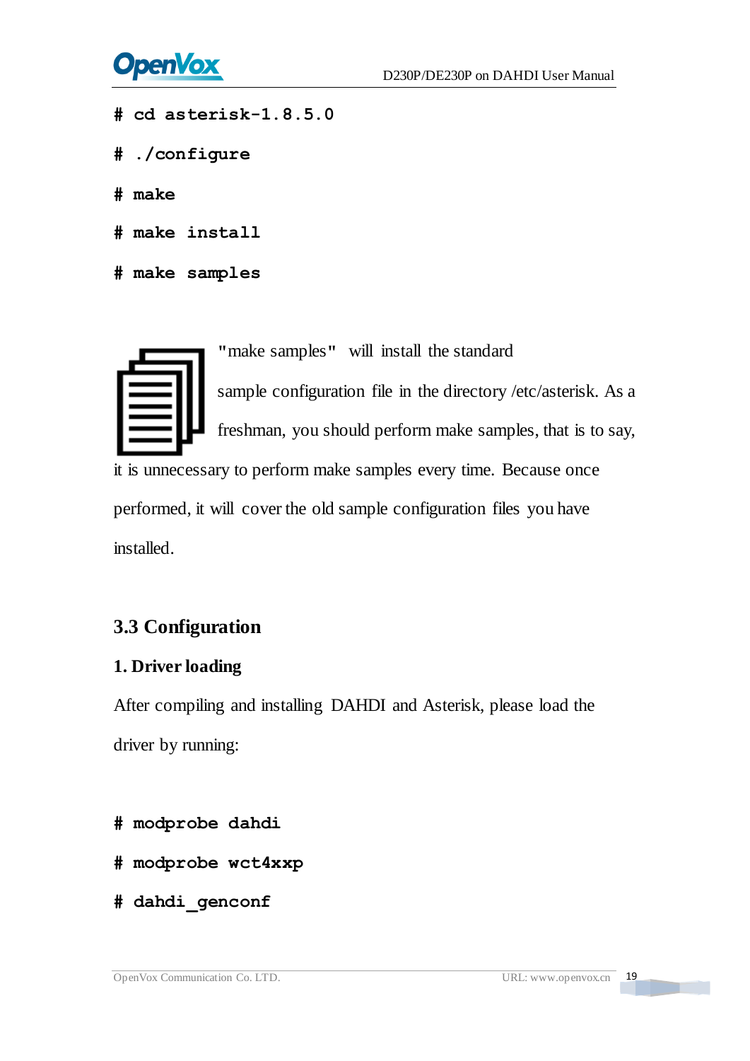```
# cd asterisk-1.8.5.0
# ./configure
# make
# make install
# make samples
```

"make samples" will install the standard sample configuration file in the directory /etc/asterisk. As a freshman, you should perform make samples, that is to say, it is unnecessary to perform make samples every time. Because once performed, it will cover the old sample configuration files you have installed.

## 3.3 Configuration

### 1. Driver loading

After compiling and installing DAHDI and Asterisk, please load the driver by running:

```
# modprobe dahdi
# modprobe wct4xxp
# dahdi_genconf
```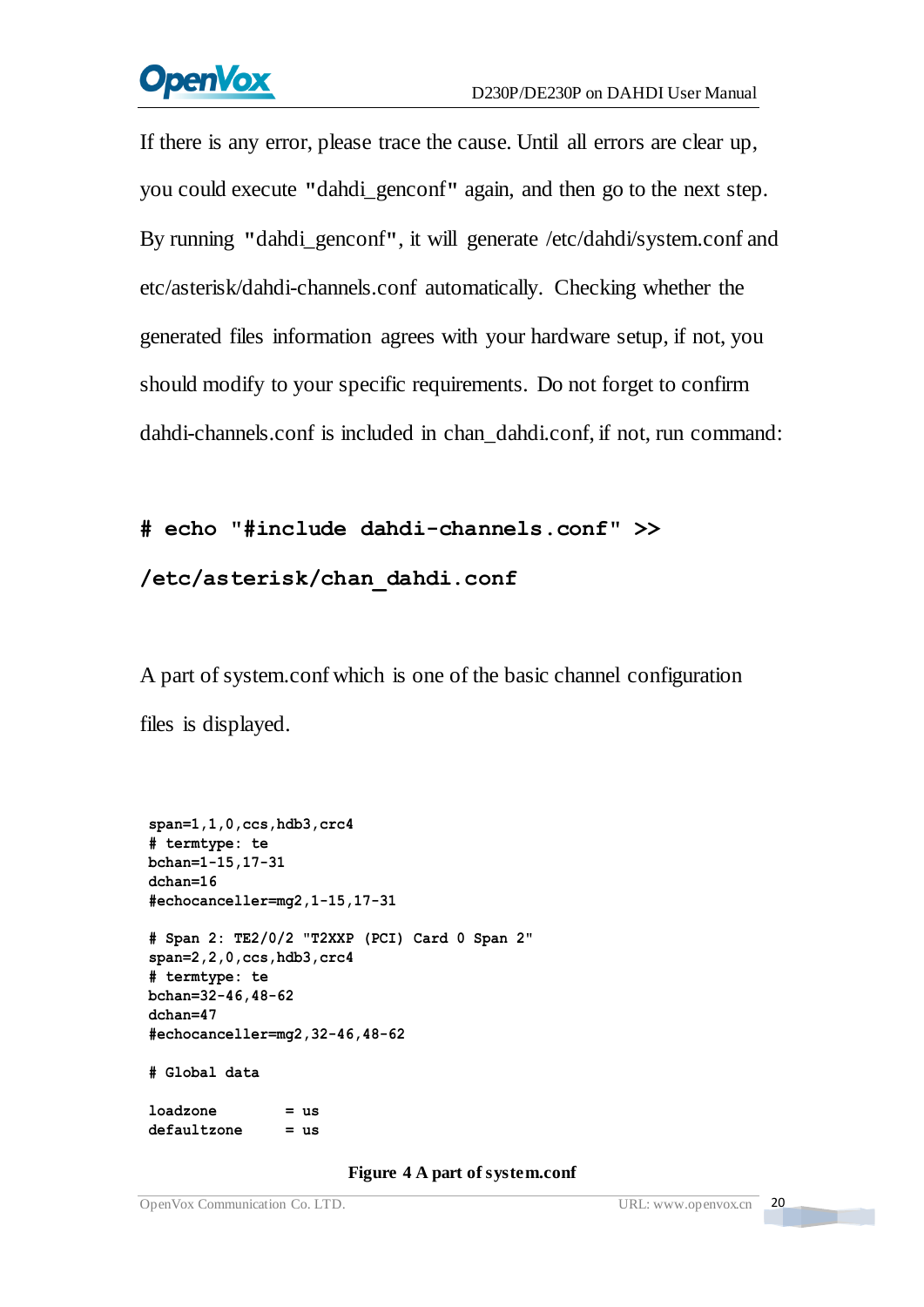If there is any error, please trace the cause. Until all errors are clear up, you could execute **"**dahdi_genconf**"** again, and then go to the next step. By running **"**dahdi_genconf**"**, it will generate /etc/dahdi/system.conf and etc/asterisk/dahdi-channels.conf automatically. Checking whether the generated files information agrees with your hardware setup, if not, you should modify to your specific requirements. Do not forget to confirm dahdi-channels.conf is included in chan_dahdi.conf, if not, run command:

```
# echo "#include dahdi-channels.conf" >> /etc/asterisk/chan_dahdi.conf
```

A part of system.conf which is one of the basic channel configuration files is displayed.

```
span=1,1,0,ccs,hdb3,crc4
# termtype: te
bchan=1-15,17-31
dchan=16
#echocanceller=mg2,1-15,17-31

# Span 2: TE2/0/2 "T2XXP (PCI) Card 0 Span 2"
span=2,2,0,ccs,hdb3,crc4
# termtype: te
bchan=32-46,48-62
dchan=47
#echocanceller=mg2,32-46,48-62

# Global data

loadzone        = us
defaultzone     = us
```

**Figure 4 A part of system.conf**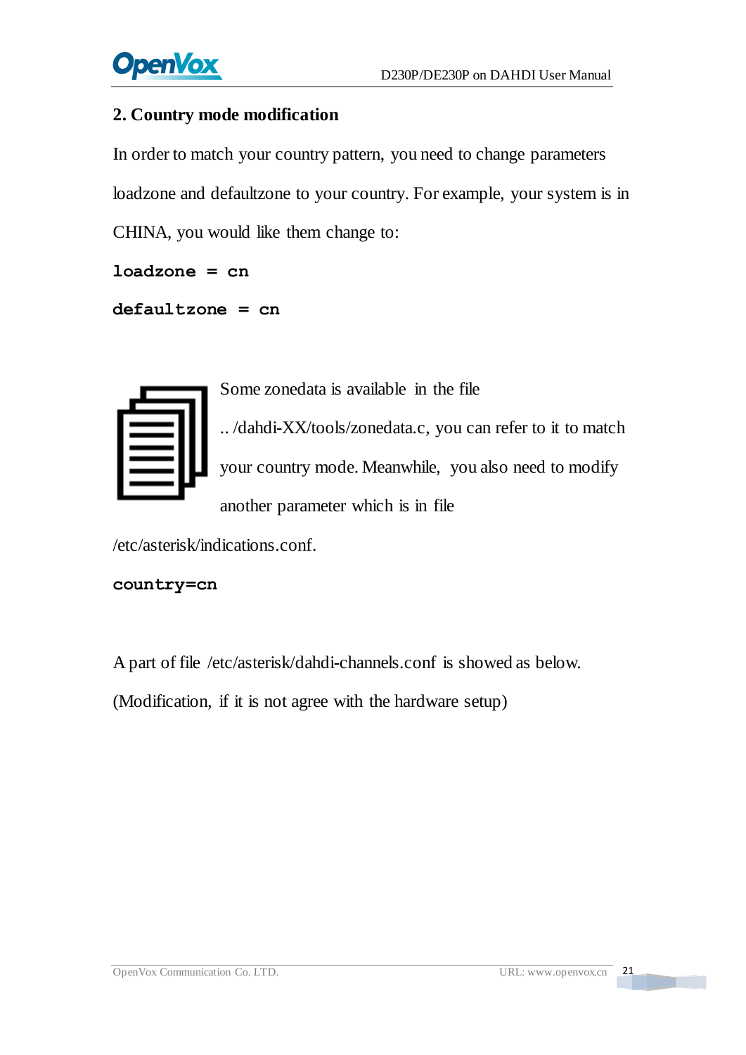## 2. Country mode modification

In order to match your country pattern, you need to change parameters loadzone and defaultzone to your country. For example, your system is in CHINA, you would like them change to:

```
loadzone = cn
defaultzone = cn
```

Some zonedata is available in the file .. /dahdi-XX/tools/zonedata.c, you can refer to it to match your country mode. Meanwhile, you also need to modify another parameter which is in file /etc/asterisk/indications.conf.

```
country=cn
```

A part of file /etc/asterisk/dahdi-channels.conf is showed as below. (Modification, if it is not agree with the hardware setup)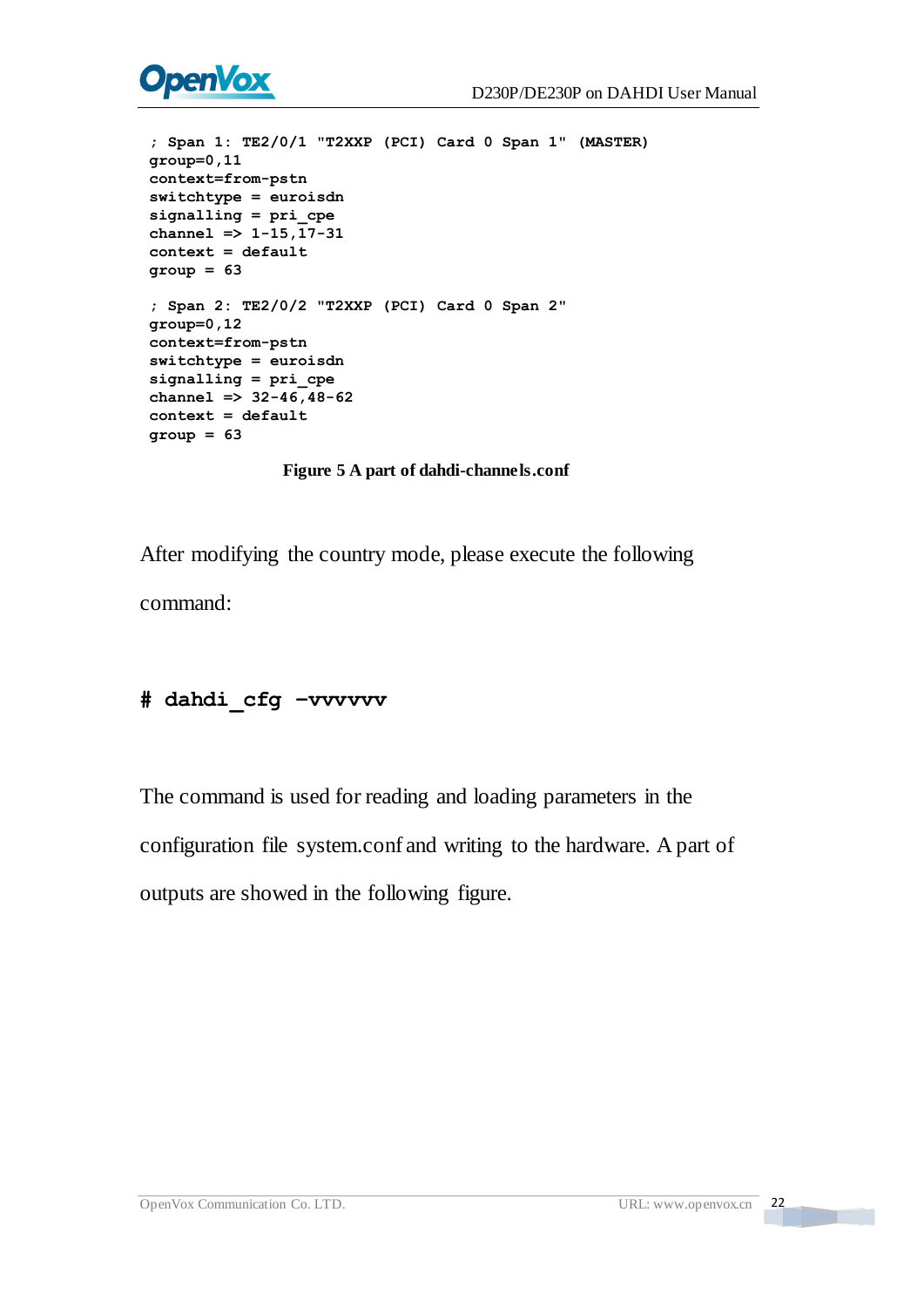```
; Span 1: TE2/0/1 "T2XXP (PCI) Card 0 Span 1" (MASTER)
group=0,11
context=from-pstn
switchtype = euroisdn
signalling = pri_cpe
channel => 1-15,17-31
context = default
group = 63

; Span 2: TE2/0/2 "T2XXP (PCI) Card 0 Span 2"
group=0,12
context=from-pstn
switchtype = euroisdn
signalling = pri_cpe
channel => 32-46,48-62
context = default
group = 63
```

**Figure 5 A part of dahdi-channels.conf**

After modifying the country mode, please execute the following command:

```
# dahdi_cfg –vvvvvv
```

The command is used for reading and loading parameters in the configuration file system.conf and writing to the hardware. A part of outputs are showed in the following figure.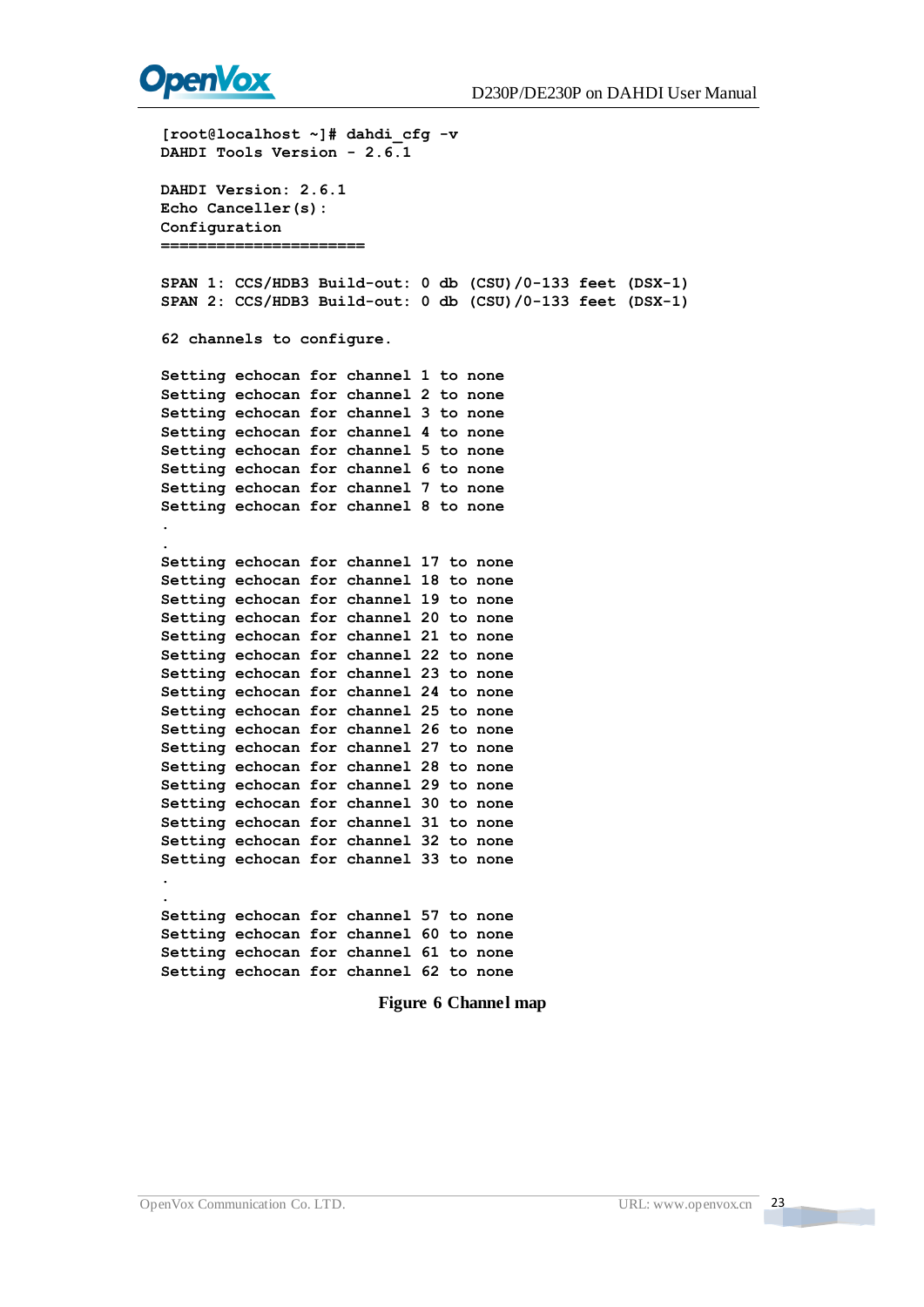```
[root@localhost ~]# dahdi_cfg -v
DAHDI Tools Version - 2.6.1

DAHDI Version: 2.6.1
Echo Canceller(s):
Configuration
======================

SPAN 1: CCS/HDB3 Build-out: 0 db (CSU)/0-133 feet (DSX-1)
SPAN 2: CCS/HDB3 Build-out: 0 db (CSU)/0-133 feet (DSX-1)

62 channels to configure.

Setting echocan for channel 1 to none
Setting echocan for channel 2 to none
Setting echocan for channel 3 to none
Setting echocan for channel 4 to none
Setting echocan for channel 5 to none
Setting echocan for channel 6 to none
Setting echocan for channel 7 to none
Setting echocan for channel 8 to none
.
.
Setting echocan for channel 17 to none
Setting echocan for channel 18 to none
Setting echocan for channel 19 to none
Setting echocan for channel 20 to none
Setting echocan for channel 21 to none
Setting echocan for channel 22 to none
Setting echocan for channel 23 to none
Setting echocan for channel 24 to none
Setting echocan for channel 25 to none
Setting echocan for channel 26 to none
Setting echocan for channel 27 to none
Setting echocan for channel 28 to none
Setting echocan for channel 29 to none
Setting echocan for channel 30 to none
Setting echocan for channel 31 to none
Setting echocan for channel 32 to none
Setting echocan for channel 33 to none
.
.
Setting echocan for channel 57 to none
Setting echocan for channel 60 to none
Setting echocan for channel 61 to none
Setting echocan for channel 62 to none
```

**Figure 6 Channel map**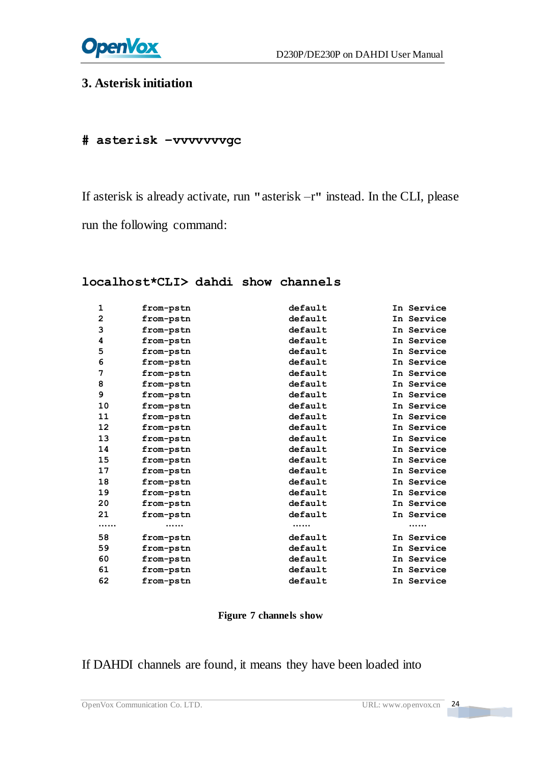## 3. Asterisk initiation

```
# asterisk -vvvvvvvgc
```

If asterisk is already activate, run "asterisk –r" instead. In the CLI, please run the following command:

```
localhost*CLI> dahdi show channels
```

```
1       from-pstn       default       In Service
2       from-pstn       default       In Service
3       from-pstn       default       In Service
4       from-pstn       default       In Service
5       from-pstn       default       In Service
6       from-pstn       default       In Service
7       from-pstn       default       In Service
8       from-pstn       default       In Service
9       from-pstn       default       In Service
10      from-pstn       default       In Service
11      from-pstn       default       In Service
12      from-pstn       default       In Service
13      from-pstn       default       In Service
14      from-pstn       default       In Service
15      from-pstn       default       In Service
17      from-pstn       default       In Service
18      from-pstn       default       In Service
19      from-pstn       default       In Service
20      from-pstn       default       In Service
21      from-pstn       default       In Service
……      ……              ……            ……
58      from-pstn       default       In Service
59      from-pstn       default       In Service
60      from-pstn       default       In Service
61      from-pstn       default       In Service
62      from-pstn       default       In Service
```

**Figure 7 channels show**

If DAHDI channels are found, it means they have been loaded into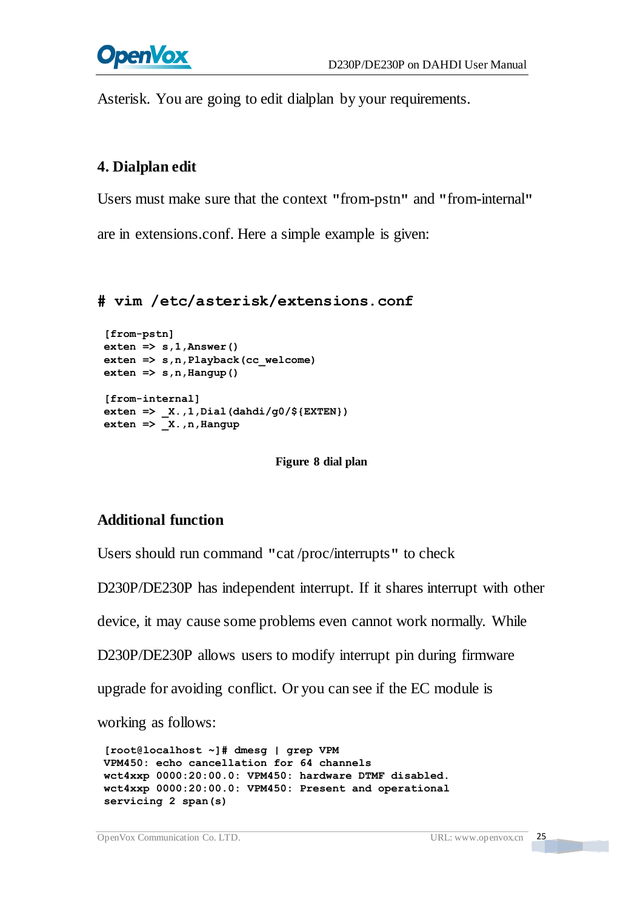Asterisk. You are going to edit dialplan by your requirements.

## 4. Dialplan edit

Users must make sure that the context "from-pstn" and "from-internal" are in extensions.conf. Here a simple example is given:

```
# vim /etc/asterisk/extensions.conf
```

```
[from-pstn]
exten => s,1,Answer()
exten => s,n,Playback(cc_welcome)
exten => s,n,Hangup()

[from-internal]
exten => _X.,1,Dial(dahdi/g0/${EXTEN})
exten => _X.,n,Hangup
```

**Figure 8 dial plan**

## Additional function

Users should run command "cat /proc/interrupts" to check D230P/DE230P has independent interrupt. If it shares interrupt with other device, it may cause some problems even cannot work normally. While D230P/DE230P allows users to modify interrupt pin during firmware upgrade for avoiding conflict. Or you can see if the EC module is working as follows:

```
[root@localhost ~]# dmesg | grep VPM
VPM450: echo cancellation for 64 channels
wct4xxp 0000:20:00.0: VPM450: hardware DTMF disabled.
wct4xxp 0000:20:00.0: VPM450: Present and operational
servicing 2 span(s)
```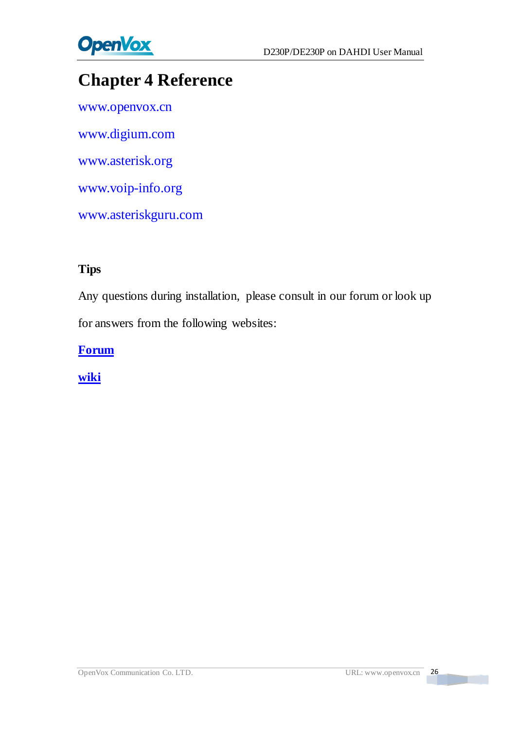# Chapter 4 Reference

www.openvox.cn

www.digium.com

www.asterisk.org

www.voip-info.org

www.asteriskguru.com

## Tips

Any questions during installation, please consult in our forum or look up for answers from the following websites:

**Forum**

**wiki**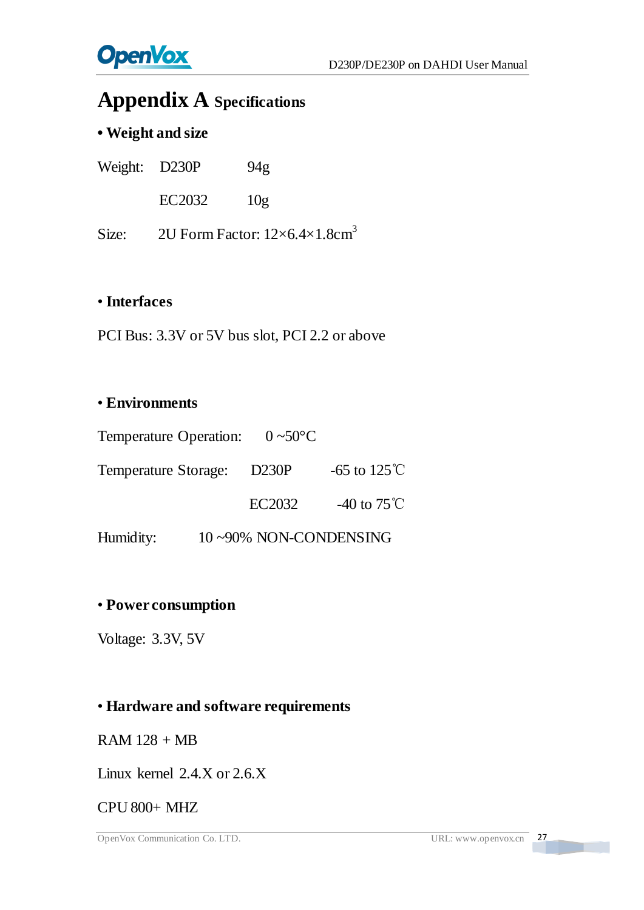# Appendix A Specifications

**• Weight and size**

Weight: D230P 94g

EC2032 10g

Size: 2U Form Factor: $12\times6.4\times1.8\text{cm}^3$

**• Interfaces**

PCI Bus: 3.3V or 5V bus slot, PCI 2.2 or above

**• Environments**

Temperature Operation: 0 ~50°C

Temperature Storage: D230P -65 to 125℃

EC2032 -40 to 75℃

Humidity: 10 ~90% NON-CONDENSING

**• Power consumption**

Voltage: 3.3V, 5V

**• Hardware and software requirements**

RAM 128 + MB

Linux kernel 2.4.X or 2.6.X

CPU 800+ MHZ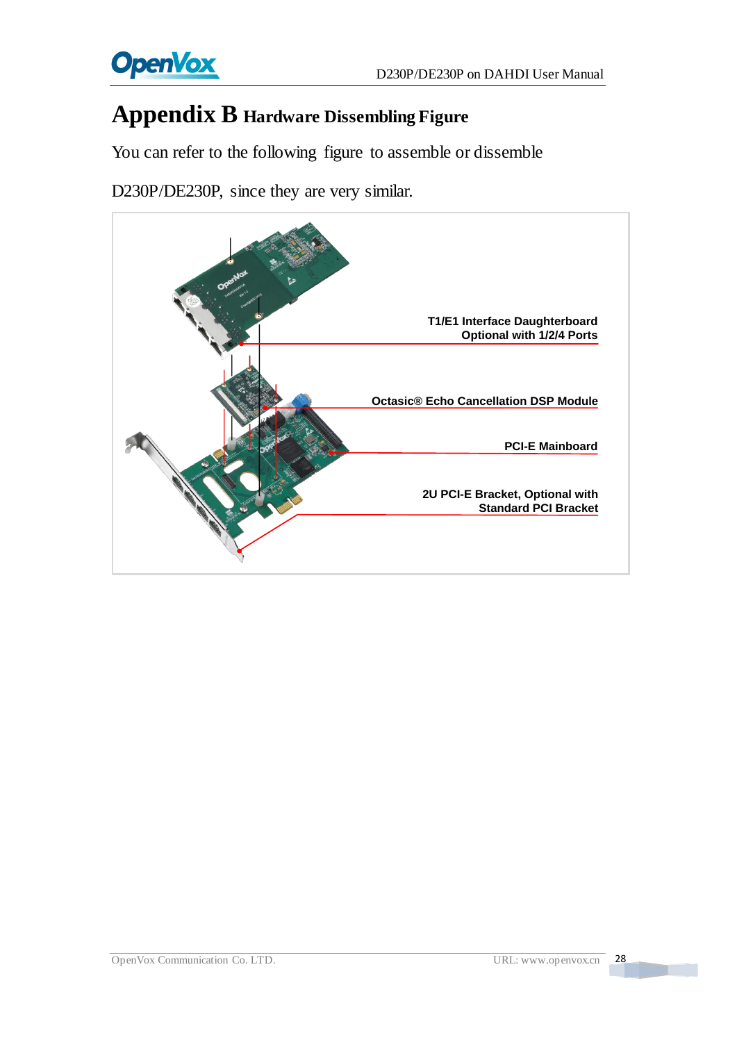# Appendix B Hardware Dissembling Figure

You can refer to the following figure to assemble or dissemble D230P/DE230P, since they are very similar.

T1/E1 Interface Daughterboard Optional with 1/2/4 Ports

Octasic® Echo Cancellation DSP Module

PCI-E Mainboard

2U PCI-E Bracket, Optional with Standard PCI Bracket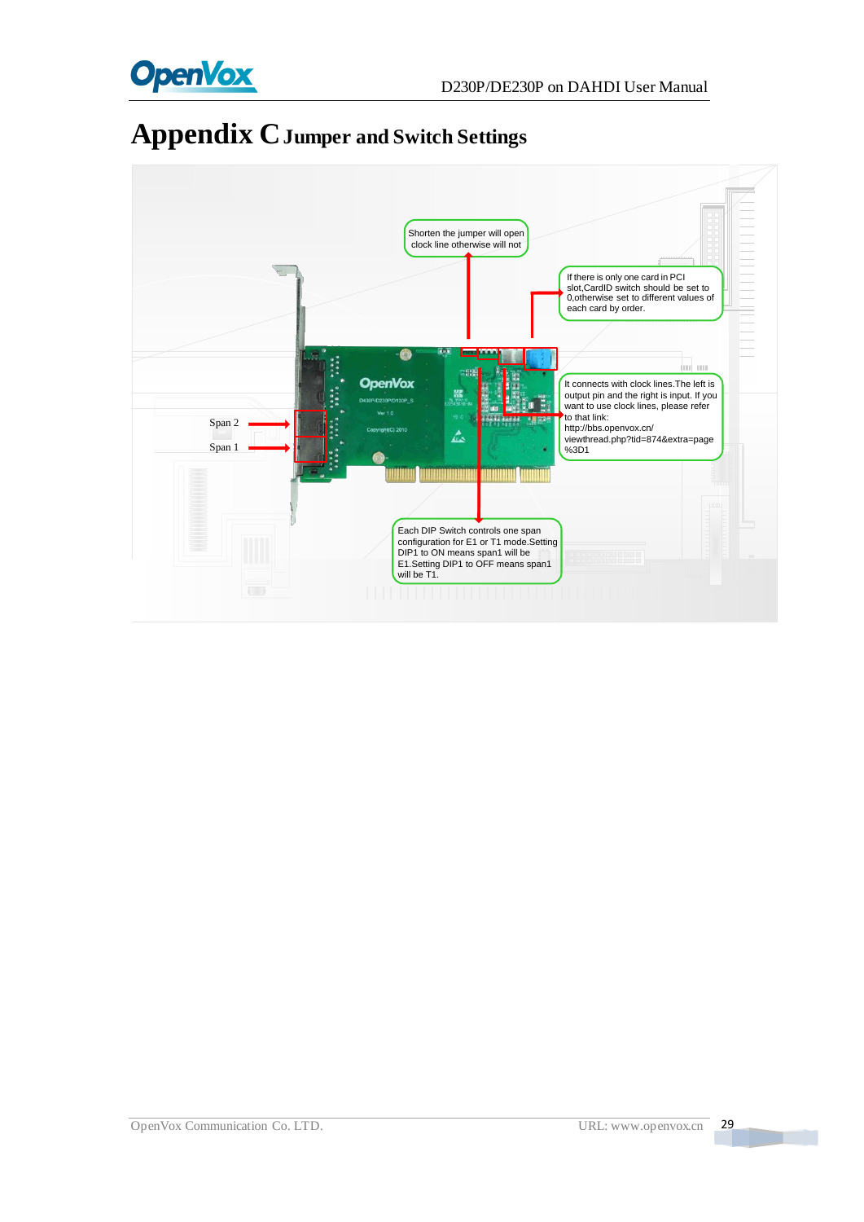# Appendix C Jumper and Switch Settings

Shorten the jumper will open clock line otherwise will not

If there is only one card in PCI slot,CardID switch should be set to 0,otherwise set to different values of each card by order.

It connects with clock lines.The left is output pin and the right is input. If you want to use clock lines, please refer to that link: http://bbs.openvox.cn/viewthread.php?tid=874&extra=page%3D1

Span 2

Span 1

Each DIP Switch controls one span configuration for E1 or T1 mode.Setting DIP1 to ON means span1 will be E1.Setting DIP1 to OFF means span1 will be T1.